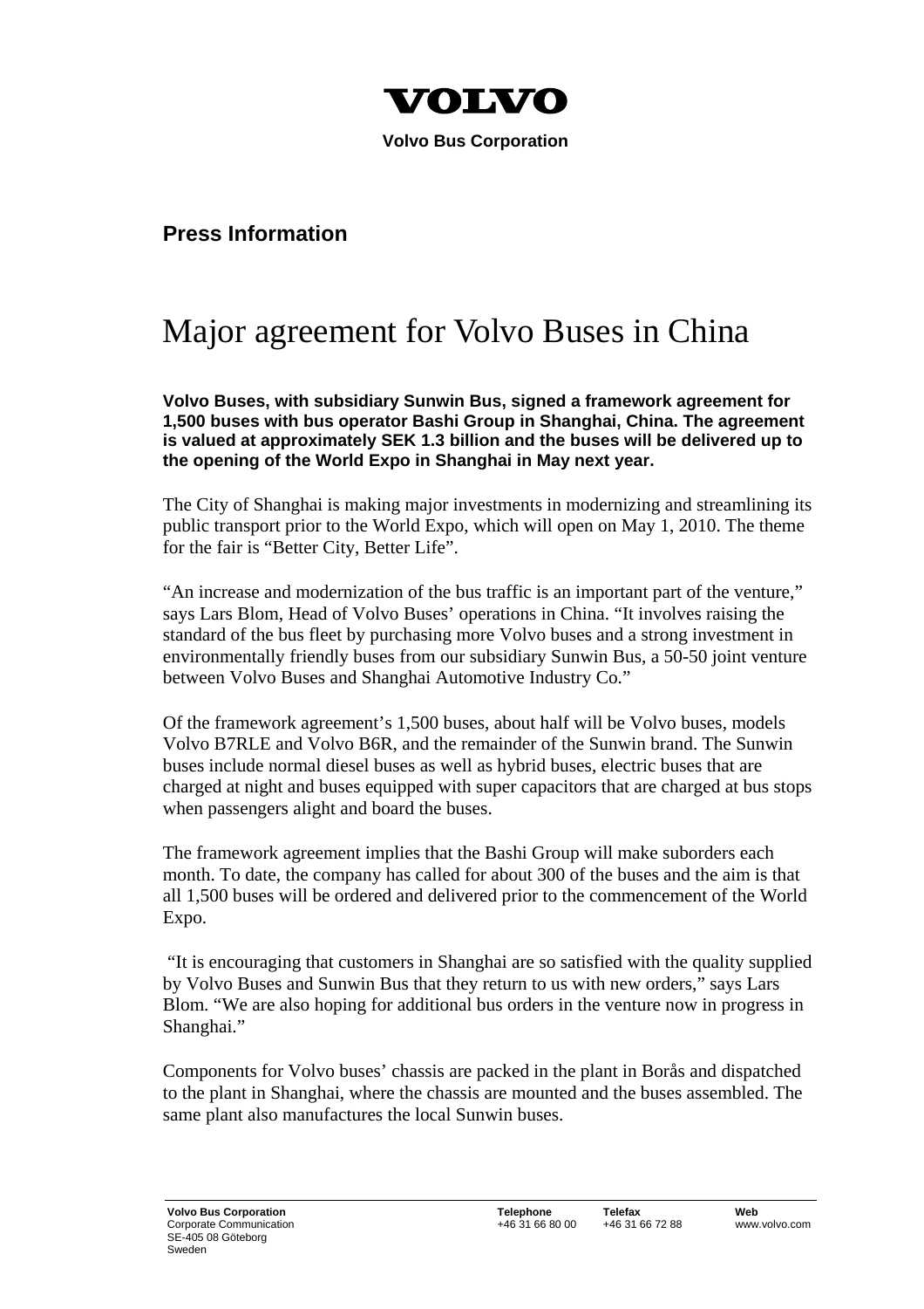**VOLVO**

**Volvo Bus Corporation**

**Press Information**

# Major agreement for Volvo Buses in China

**Volvo Buses, with subsidiary Sunwin Bus, signed a framework agreement for 1,500 buses with bus operator Bashi Group in Shanghai, China. The agreement is valued at approximately SEK 1.3 billion and the buses will be delivered up to the opening of the World Expo in Shanghai in May next year.**

The City of Shanghai is making major investments in modernizing and streamlining its public transport prior to the World Expo, which will open on May 1, 2010. The theme for the fair is "Better City, Better Life".

"An increase and modernization of the bus traffic is an important part of the venture," says Lars Blom, Head of Volvo Buses' operations in China. "It involves raising the standard of the bus fleet by purchasing more Volvo buses and a strong investment in environmentally friendly buses from our subsidiary Sunwin Bus, a 50-50 joint venture between Volvo Buses and Shanghai Automotive Industry Co."

Of the framework agreement's 1,500 buses, about half will be Volvo buses, models Volvo B7RLE and Volvo B6R, and the remainder of the Sunwin brand. The Sunwin buses include normal diesel buses as well as hybrid buses, electric buses that are charged at night and buses equipped with super capacitors that are charged at bus stops when passengers alight and board the buses.

The framework agreement implies that the Bashi Group will make suborders each month. To date, the company has called for about 300 of the buses and the aim is that all 1,500 buses will be ordered and delivered prior to the commencement of the World Expo.

"It is encouraging that customers in Shanghai are so satisfied with the quality supplied by Volvo Buses and Sunwin Bus that they return to us with new orders," says Lars Blom. "We are also hoping for additional bus orders in the venture now in progress in Shanghai."

Components for Volvo buses' chassis are packed in the plant in Borås and dispatched to the plant in Shanghai, where the chassis are mounted and the buses assembled. The same plant also manufactures the local Sunwin buses.

**Volvo Bus Corporation**
Corporate Communication
SE-405 08 Göteborg
Sweden

**Telephone** +46 31 66 80 00
**Telefax** +46 31 66 72 88
**Web** www.volvo.com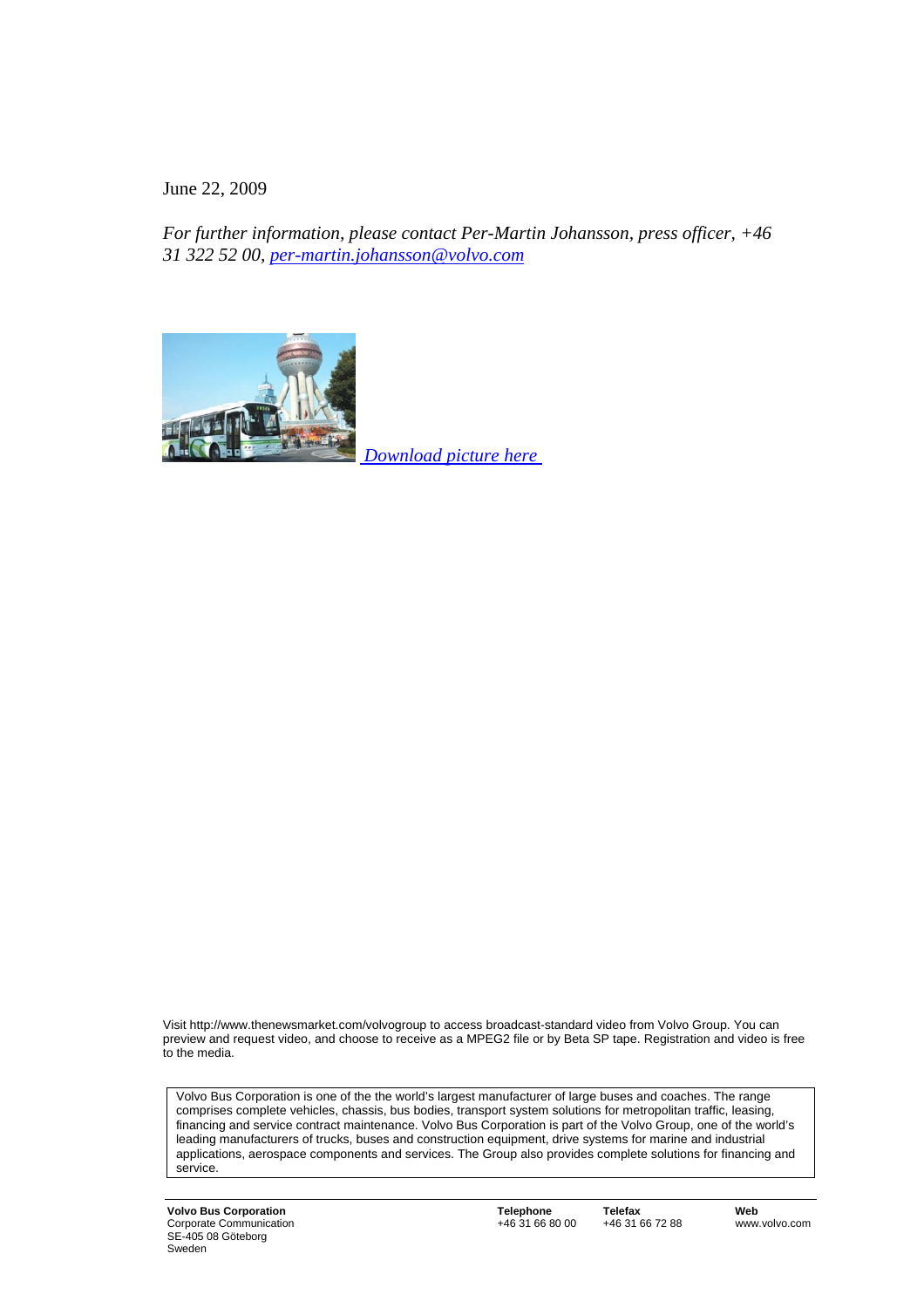June 22, 2009

*For further information, please contact Per-Martin Johansson, press officer, +46 31 322 52 00, per-martin.johansson@volvo.com*

*Download picture here*

Visit http://www.thenewsmarket.com/volvogroup to access broadcast-standard video from Volvo Group. You can preview and request video, and choose to receive as a MPEG2 file or by Beta SP tape. Registration and video is free to the media.

Volvo Bus Corporation is one of the the world's largest manufacturer of large buses and coaches. The range comprises complete vehicles, chassis, bus bodies, transport system solutions for metropolitan traffic, leasing, financing and service contract maintenance. Volvo Bus Corporation is part of the Volvo Group, one of the world's leading manufacturers of trucks, buses and construction equipment, drive systems for marine and industrial applications, aerospace components and services. The Group also provides complete solutions for financing and service.

**Volvo Bus Corporation**
Corporate Communication
SE-405 08 Göteborg
Sweden

**Telephone**
+46 31 66 80 00

**Telefax**
+46 31 66 72 88

**Web**
www.volvo.com